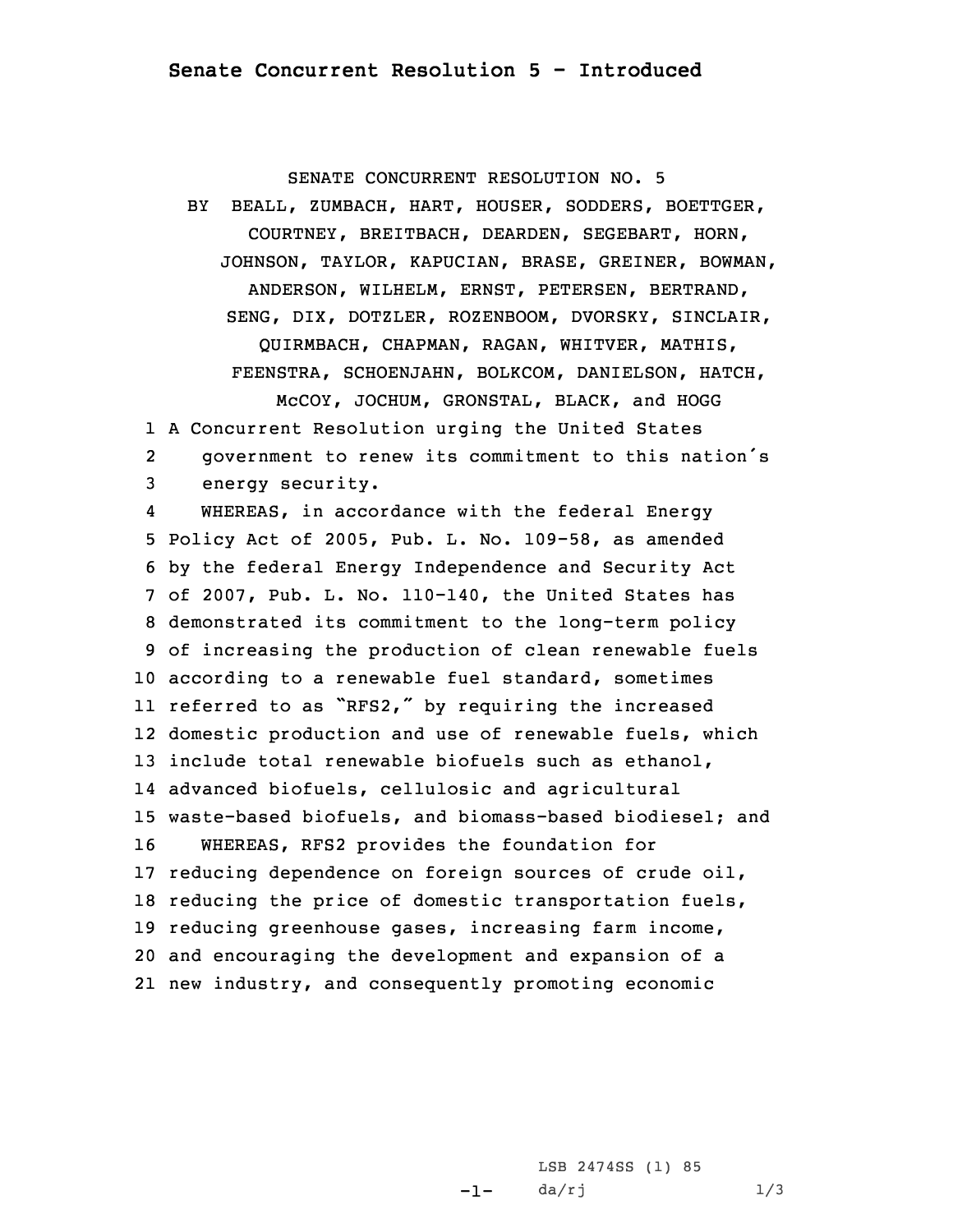# Senate Concurrent Resolution 5 - Introduced

SENATE CONCURRENT RESOLUTION NO. 5

BY BEALL, ZUMBACH, HART, HOUSER, SODDERS, BOETTGER, COURTNEY, BREITBACH, DEARDEN, SEGEBART, HORN, JOHNSON, TAYLOR, KAPUCIAN, BRASE, GREINER, BOWMAN, ANDERSON, WILHELM, ERNST, PETERSEN, BERTRAND, SENG, DIX, DOTZLER, ROZENBOOM, DVORSKY, SINCLAIR, QUIRMBACH, CHAPMAN, RAGAN, WHITVER, MATHIS, FEENSTRA, SCHOENJAHN, BOLKCOM, DANIELSON, HATCH, McCOY, JOCHUM, GRONSTAL, BLACK, and HOGG

1 A Concurrent Resolution urging the United States
2 government to renew its commitment to this nation's
3 energy security.

4 WHEREAS, in accordance with the federal Energy
5 Policy Act of 2005, Pub. L. No. 109-58, as amended
6 by the federal Energy Independence and Security Act
7 of 2007, Pub. L. No. 110-140, the United States has
8 demonstrated its commitment to the long-term policy
9 of increasing the production of clean renewable fuels
10 according to a renewable fuel standard, sometimes
11 referred to as "RFS2," by requiring the increased
12 domestic production and use of renewable fuels, which
13 include total renewable biofuels such as ethanol,
14 advanced biofuels, cellulosic and agricultural
15 waste-based biofuels, and biomass-based biodiesel; and

16 WHEREAS, RFS2 provides the foundation for
17 reducing dependence on foreign sources of crude oil,
18 reducing the price of domestic transportation fuels,
19 reducing greenhouse gases, increasing farm income,
20 and encouraging the development and expansion of a
21 new industry, and consequently promoting economic

LSB 2474SS (1) 85
da/rj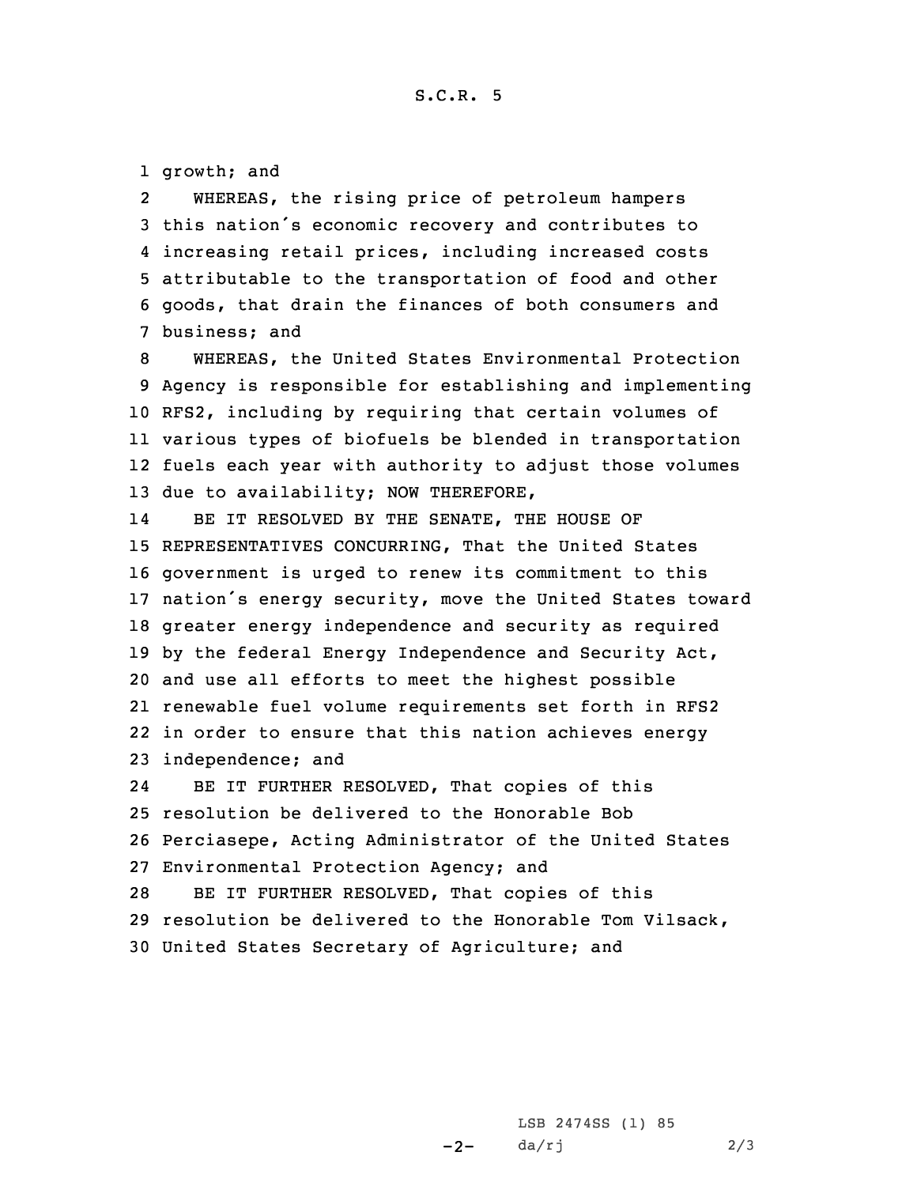growth; and

WHEREAS, the rising price of petroleum hampers this nation's economic recovery and contributes to increasing retail prices, including increased costs attributable to the transportation of food and other goods, that drain the finances of both consumers and business; and

WHEREAS, the United States Environmental Protection Agency is responsible for establishing and implementing RFS2, including by requiring that certain volumes of various types of biofuels be blended in transportation fuels each year with authority to adjust those volumes due to availability; NOW THEREFORE,

BE IT RESOLVED BY THE SENATE, THE HOUSE OF REPRESENTATIVES CONCURRING, That the United States government is urged to renew its commitment to this nation's energy security, move the United States toward greater energy independence and security as required by the federal Energy Independence and Security Act, and use all efforts to meet the highest possible renewable fuel volume requirements set forth in RFS2 in order to ensure that this nation achieves energy independence; and

BE IT FURTHER RESOLVED, That copies of this resolution be delivered to the Honorable Bob Perciasepe, Acting Administrator of the United States Environmental Protection Agency; and

BE IT FURTHER RESOLVED, That copies of this resolution be delivered to the Honorable Tom Vilsack, United States Secretary of Agriculture; and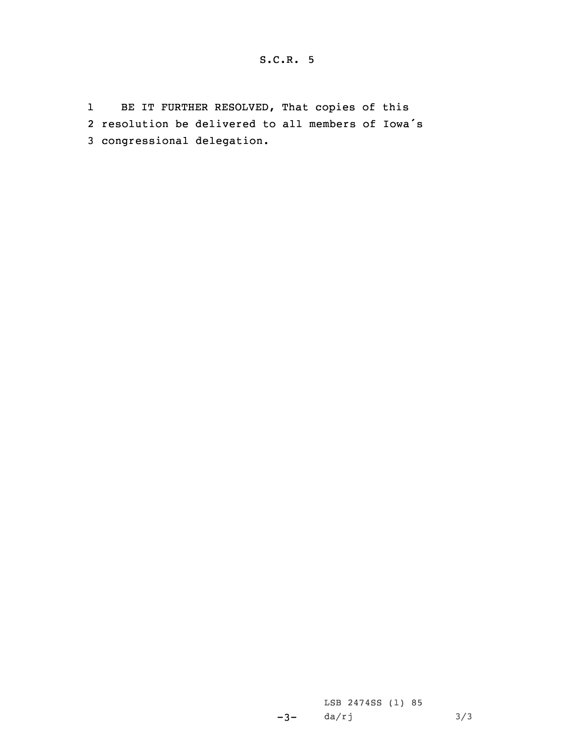BE IT FURTHER RESOLVED, That copies of this resolution be delivered to all members of Iowa's congressional delegation.